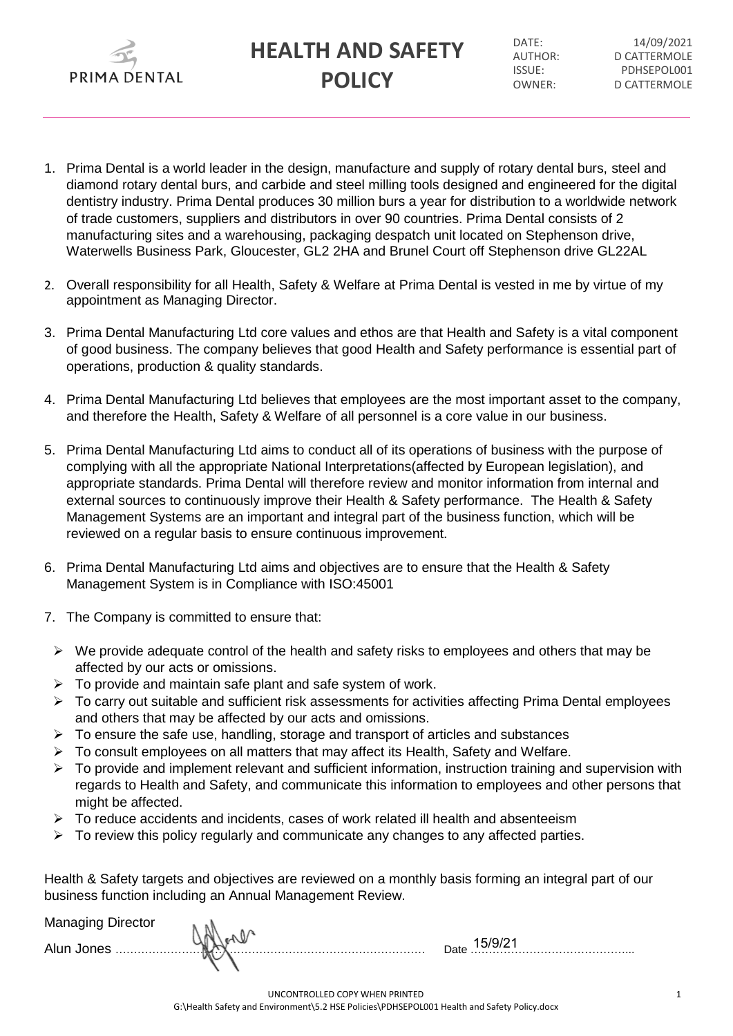PRIMA DENTAL

# HEALTH AND SAFETY POLICY

DATE: 14/09/2021
AUTHOR: D CATTERMOLE
ISSUE: PDHSEPOL001
OWNER: D CATTERMOLE

1. Prima Dental is a world leader in the design, manufacture and supply of rotary dental burs, steel and diamond rotary dental burs, and carbide and steel milling tools designed and engineered for the digital dentistry industry. Prima Dental produces 30 million burs a year for distribution to a worldwide network of trade customers, suppliers and distributors in over 90 countries. Prima Dental consists of 2 manufacturing sites and a warehousing, packaging despatch unit located on Stephenson drive, Waterwells Business Park, Gloucester, GL2 2HA and Brunel Court off Stephenson drive GL22AL

2. Overall responsibility for all Health, Safety & Welfare at Prima Dental is vested in me by virtue of my appointment as Managing Director.

3. Prima Dental Manufacturing Ltd core values and ethos are that Health and Safety is a vital component of good business. The company believes that good Health and Safety performance is essential part of operations, production & quality standards.

4. Prima Dental Manufacturing Ltd believes that employees are the most important asset to the company, and therefore the Health, Safety & Welfare of all personnel is a core value in our business.

5. Prima Dental Manufacturing Ltd aims to conduct all of its operations of business with the purpose of complying with all the appropriate National Interpretations(affected by European legislation), and appropriate standards. Prima Dental will therefore review and monitor information from internal and external sources to continuously improve their Health & Safety performance. The Health & Safety Management Systems are an important and integral part of the business function, which will be reviewed on a regular basis to ensure continuous improvement.

6. Prima Dental Manufacturing Ltd aims and objectives are to ensure that the Health & Safety Management System is in Compliance with ISO:45001

7. The Company is committed to ensure that:

   - We provide adequate control of the health and safety risks to employees and others that may be affected by our acts or omissions.
   - To provide and maintain safe plant and safe system of work.
   - To carry out suitable and sufficient risk assessments for activities affecting Prima Dental employees and others that may be affected by our acts and omissions.
   - To ensure the safe use, handling, storage and transport of articles and substances
   - To consult employees on all matters that may affect its Health, Safety and Welfare.
   - To provide and implement relevant and sufficient information, instruction training and supervision with regards to Health and Safety, and communicate this information to employees and other persons that might be affected.
   - To reduce accidents and incidents, cases of work related ill health and absenteeism
   - To review this policy regularly and communicate any changes to any affected parties.

Health & Safety targets and objectives are reviewed on a monthly basis forming an integral part of our business function including an Annual Management Review.

Managing Director

Alun Jones ............................................................ Date 15/9/21

UNCONTROLLED COPY WHEN PRINTED
G:\Health Safety and Environment\5.2 HSE Policies\PDHSEPOL001 Health and Safety Policy.docx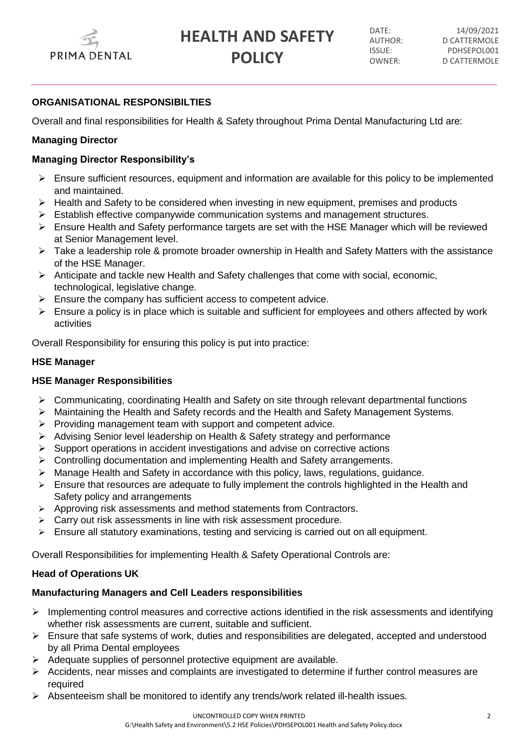## ORGANISATIONAL RESPONSIBILTIES

Overall and final responsibilities for Health & Safety throughout Prima Dental Manufacturing Ltd are:

**Managing Director**

### Managing Director Responsibility's

- Ensure sufficient resources, equipment and information are available for this policy to be implemented and maintained.
- Health and Safety to be considered when investing in new equipment, premises and products
- Establish effective companywide communication systems and management structures.
- Ensure Health and Safety performance targets are set with the HSE Manager which will be reviewed at Senior Management level.
- Take a leadership role & promote broader ownership in Health and Safety Matters with the assistance of the HSE Manager.
- Anticipate and tackle new Health and Safety challenges that come with social, economic, technological, legislative change.
- Ensure the company has sufficient access to competent advice.
- Ensure a policy is in place which is suitable and sufficient for employees and others affected by work activities

Overall Responsibility for ensuring this policy is put into practice:

**HSE Manager**

### HSE Manager Responsibilities

- Communicating, coordinating Health and Safety on site through relevant departmental functions
- Maintaining the Health and Safety records and the Health and Safety Management Systems.
- Providing management team with support and competent advice.
- Advising Senior level leadership on Health & Safety strategy and performance
- Support operations in accident investigations and advise on corrective actions
- Controlling documentation and implementing Health and Safety arrangements.
- Manage Health and Safety in accordance with this policy, laws, regulations, guidance.
- Ensure that resources are adequate to fully implement the controls highlighted in the Health and Safety policy and arrangements
- Approving risk assessments and method statements from Contractors.
- Carry out risk assessments in line with risk assessment procedure.
- Ensure all statutory examinations, testing and servicing is carried out on all equipment.

Overall Responsibilities for implementing Health & Safety Operational Controls are:

**Head of Operations UK**

### Manufacturing Managers and Cell Leaders responsibilities

- Implementing control measures and corrective actions identified in the risk assessments and identifying whether risk assessments are current, suitable and sufficient.
- Ensure that safe systems of work, duties and responsibilities are delegated, accepted and understood by all Prima Dental employees
- Adequate supplies of personnel protective equipment are available.
- Accidents, near misses and complaints are investigated to determine if further control measures are required
- Absenteeism shall be monitored to identify any trends/work related ill-health issues.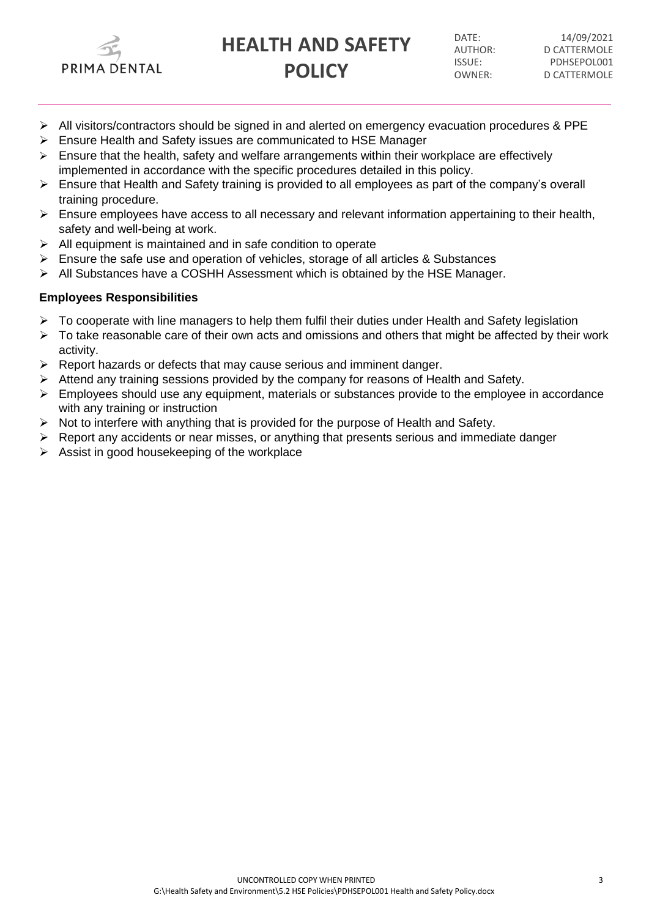- All visitors/contractors should be signed in and alerted on emergency evacuation procedures & PPE
- Ensure Health and Safety issues are communicated to HSE Manager
- Ensure that the health, safety and welfare arrangements within their workplace are effectively implemented in accordance with the specific procedures detailed in this policy.
- Ensure that Health and Safety training is provided to all employees as part of the company's overall training procedure.
- Ensure employees have access to all necessary and relevant information appertaining to their health, safety and well-being at work.
- All equipment is maintained and in safe condition to operate
- Ensure the safe use and operation of vehicles, storage of all articles & Substances
- All Substances have a COSHH Assessment which is obtained by the HSE Manager.

**Employees Responsibilities**

- To cooperate with line managers to help them fulfil their duties under Health and Safety legislation
- To take reasonable care of their own acts and omissions and others that might be affected by their work activity.
- Report hazards or defects that may cause serious and imminent danger.
- Attend any training sessions provided by the company for reasons of Health and Safety.
- Employees should use any equipment, materials or substances provide to the employee in accordance with any training or instruction
- Not to interfere with anything that is provided for the purpose of Health and Safety.
- Report any accidents or near misses, or anything that presents serious and immediate danger
- Assist in good housekeeping of the workplace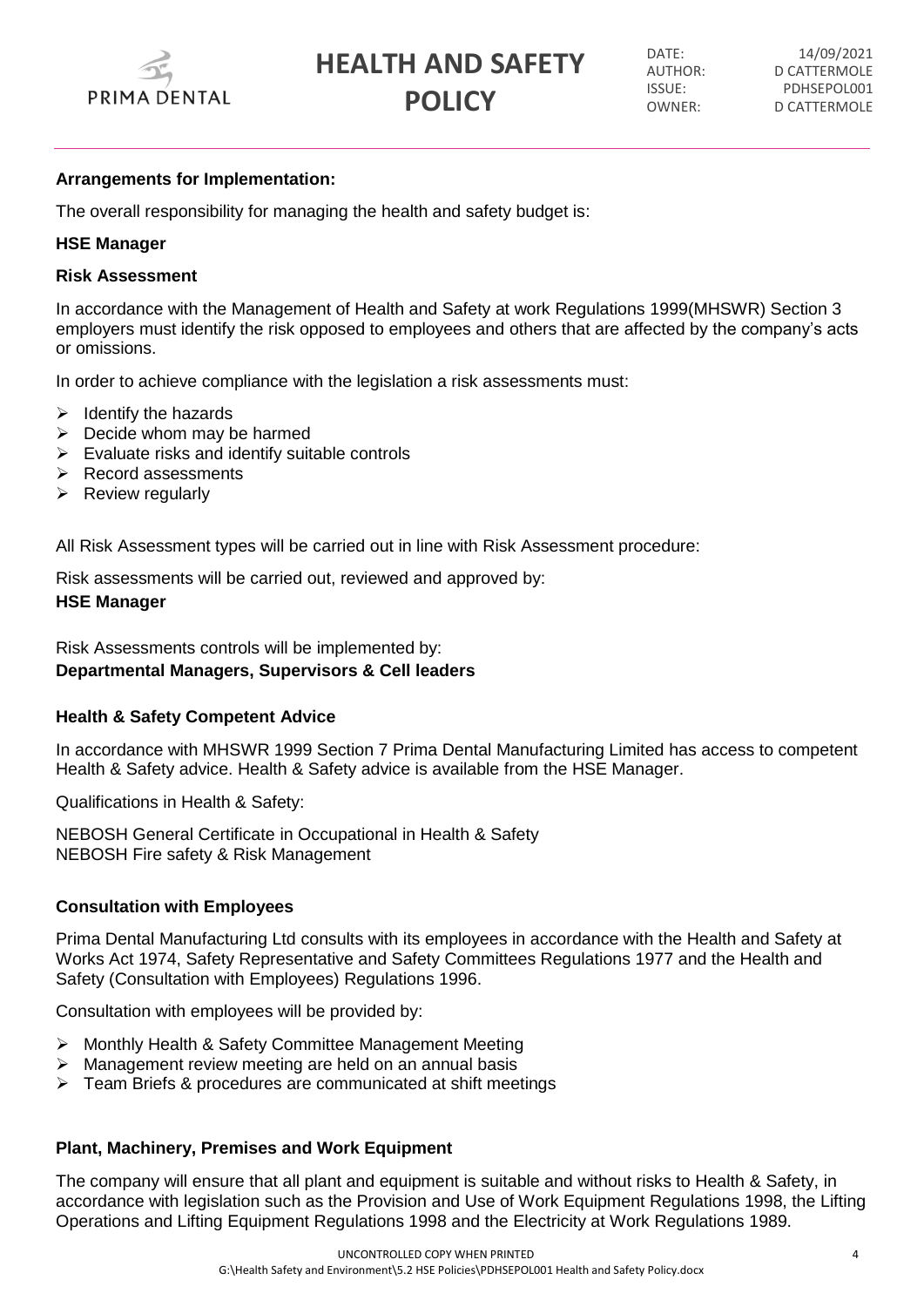**Arrangements for Implementation:**

The overall responsibility for managing the health and safety budget is:

**HSE Manager**

**Risk Assessment**

In accordance with the Management of Health and Safety at work Regulations 1999(MHSWR) Section 3 employers must identify the risk opposed to employees and others that are affected by the company's acts or omissions.

In order to achieve compliance with the legislation a risk assessments must:

- Identify the hazards
- Decide whom may be harmed
- Evaluate risks and identify suitable controls
- Record assessments
- Review regularly

All Risk Assessment types will be carried out in line with Risk Assessment procedure:

Risk assessments will be carried out, reviewed and approved by:

**HSE Manager**

Risk Assessments controls will be implemented by:
**Departmental Managers, Supervisors & Cell leaders**

**Health & Safety Competent Advice**

In accordance with MHSWR 1999 Section 7 Prima Dental Manufacturing Limited has access to competent Health & Safety advice. Health & Safety advice is available from the HSE Manager.

Qualifications in Health & Safety:

NEBOSH General Certificate in Occupational in Health & Safety
NEBOSH Fire safety & Risk Management

**Consultation with Employees**

Prima Dental Manufacturing Ltd consults with its employees in accordance with the Health and Safety at Works Act 1974, Safety Representative and Safety Committees Regulations 1977 and the Health and Safety (Consultation with Employees) Regulations 1996.

Consultation with employees will be provided by:

- Monthly Health & Safety Committee Management Meeting
- Management review meeting are held on an annual basis
- Team Briefs & procedures are communicated at shift meetings

**Plant, Machinery, Premises and Work Equipment**

The company will ensure that all plant and equipment is suitable and without risks to Health & Safety, in accordance with legislation such as the Provision and Use of Work Equipment Regulations 1998, the Lifting Operations and Lifting Equipment Regulations 1998 and the Electricity at Work Regulations 1989.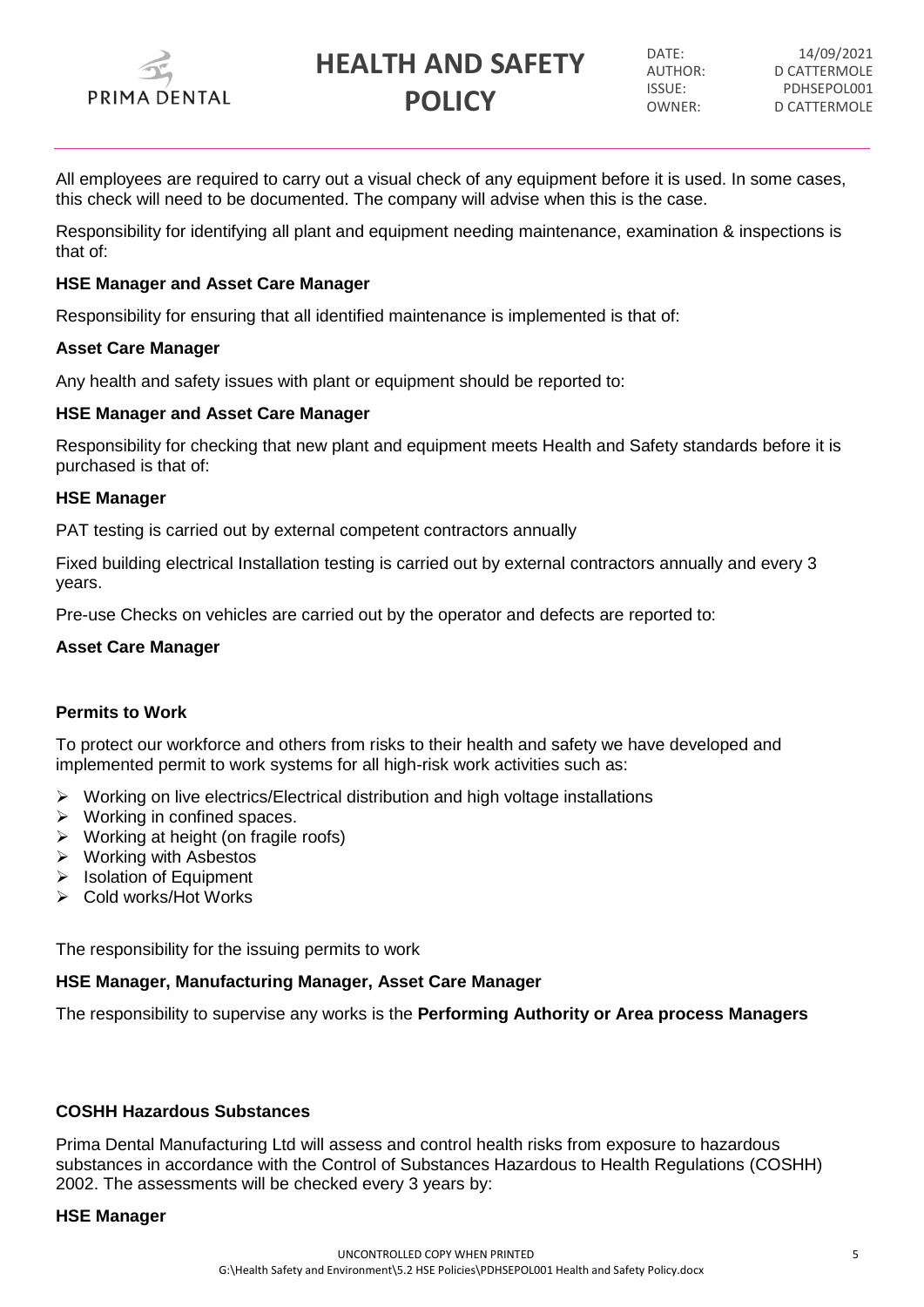All employees are required to carry out a visual check of any equipment before it is used. In some cases, this check will need to be documented. The company will advise when this is the case.

Responsibility for identifying all plant and equipment needing maintenance, examination & inspections is that of:

**HSE Manager and Asset Care Manager**

Responsibility for ensuring that all identified maintenance is implemented is that of:

**Asset Care Manager**

Any health and safety issues with plant or equipment should be reported to:

**HSE Manager and Asset Care Manager**

Responsibility for checking that new plant and equipment meets Health and Safety standards before it is purchased is that of:

**HSE Manager**

PAT testing is carried out by external competent contractors annually

Fixed building electrical Installation testing is carried out by external contractors annually and every 3 years.

Pre-use Checks on vehicles are carried out by the operator and defects are reported to:

**Asset Care Manager**

**Permits to Work**

To protect our workforce and others from risks to their health and safety we have developed and implemented permit to work systems for all high-risk work activities such as:

- Working on live electrics/Electrical distribution and high voltage installations
- Working in confined spaces.
- Working at height (on fragile roofs)
- Working with Asbestos
- Isolation of Equipment
- Cold works/Hot Works

The responsibility for the issuing permits to work

**HSE Manager, Manufacturing Manager, Asset Care Manager**

The responsibility to supervise any works is the **Performing Authority or Area process Managers**

**COSHH Hazardous Substances**

Prima Dental Manufacturing Ltd will assess and control health risks from exposure to hazardous substances in accordance with the Control of Substances Hazardous to Health Regulations (COSHH) 2002. The assessments will be checked every 3 years by:

**HSE Manager**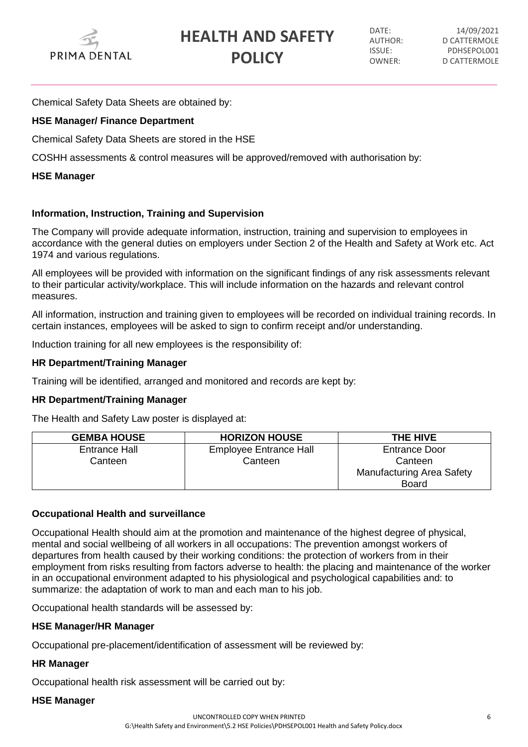Chemical Safety Data Sheets are obtained by:

**HSE Manager/ Finance Department**

Chemical Safety Data Sheets are stored in the HSE

COSHH assessments & control measures will be approved/removed with authorisation by:

**HSE Manager**

**Information, Instruction, Training and Supervision**

The Company will provide adequate information, instruction, training and supervision to employees in accordance with the general duties on employers under Section 2 of the Health and Safety at Work etc. Act 1974 and various regulations.

All employees will be provided with information on the significant findings of any risk assessments relevant to their particular activity/workplace. This will include information on the hazards and relevant control measures.

All information, instruction and training given to employees will be recorded on individual training records. In certain instances, employees will be asked to sign to confirm receipt and/or understanding.

Induction training for all new employees is the responsibility of:

**HR Department/Training Manager**

Training will be identified, arranged and monitored and records are kept by:

**HR Department/Training Manager**

The Health and Safety Law poster is displayed at:

| GEMBA HOUSE | HORIZON HOUSE | THE HIVE |
|---|---|---|
| Entrance Hall<br>Canteen | Employee Entrance Hall<br>Canteen | Entrance Door<br>Canteen<br>Manufacturing Area Safety Board |

**Occupational Health and surveillance**

Occupational Health should aim at the promotion and maintenance of the highest degree of physical, mental and social wellbeing of all workers in all occupations: The prevention amongst workers of departures from health caused by their working conditions: the protection of workers from in their employment from risks resulting from factors adverse to health: the placing and maintenance of the worker in an occupational environment adapted to his physiological and psychological capabilities and: to summarize: the adaptation of work to man and each man to his job.

Occupational health standards will be assessed by:

**HSE Manager/HR Manager**

Occupational pre-placement/identification of assessment will be reviewed by:

**HR Manager**

Occupational health risk assessment will be carried out by:

**HSE Manager**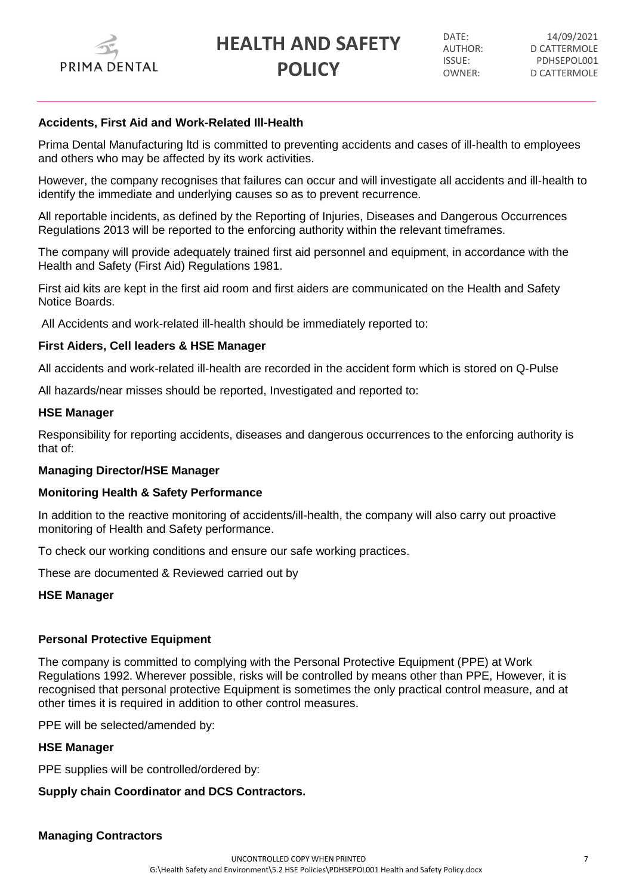**Accidents, First Aid and Work-Related Ill-Health**

Prima Dental Manufacturing ltd is committed to preventing accidents and cases of ill-health to employees and others who may be affected by its work activities.

However, the company recognises that failures can occur and will investigate all accidents and ill-health to identify the immediate and underlying causes so as to prevent recurrence.

All reportable incidents, as defined by the Reporting of Injuries, Diseases and Dangerous Occurrences Regulations 2013 will be reported to the enforcing authority within the relevant timeframes.

The company will provide adequately trained first aid personnel and equipment, in accordance with the Health and Safety (First Aid) Regulations 1981.

First aid kits are kept in the first aid room and first aiders are communicated on the Health and Safety Notice Boards.

All Accidents and work-related ill-health should be immediately reported to:

**First Aiders, Cell leaders & HSE Manager**

All accidents and work-related ill-health are recorded in the accident form which is stored on Q-Pulse

All hazards/near misses should be reported, Investigated and reported to:

**HSE Manager**

Responsibility for reporting accidents, diseases and dangerous occurrences to the enforcing authority is that of:

**Managing Director/HSE Manager**

**Monitoring Health & Safety Performance**

In addition to the reactive monitoring of accidents/ill-health, the company will also carry out proactive monitoring of Health and Safety performance.

To check our working conditions and ensure our safe working practices.

These are documented & Reviewed carried out by

**HSE Manager**

**Personal Protective Equipment**

The company is committed to complying with the Personal Protective Equipment (PPE) at Work Regulations 1992. Wherever possible, risks will be controlled by means other than PPE, However, it is recognised that personal protective Equipment is sometimes the only practical control measure, and at other times it is required in addition to other control measures.

PPE will be selected/amended by:

**HSE Manager**

PPE supplies will be controlled/ordered by:

**Supply chain Coordinator and DCS Contractors.**

**Managing Contractors**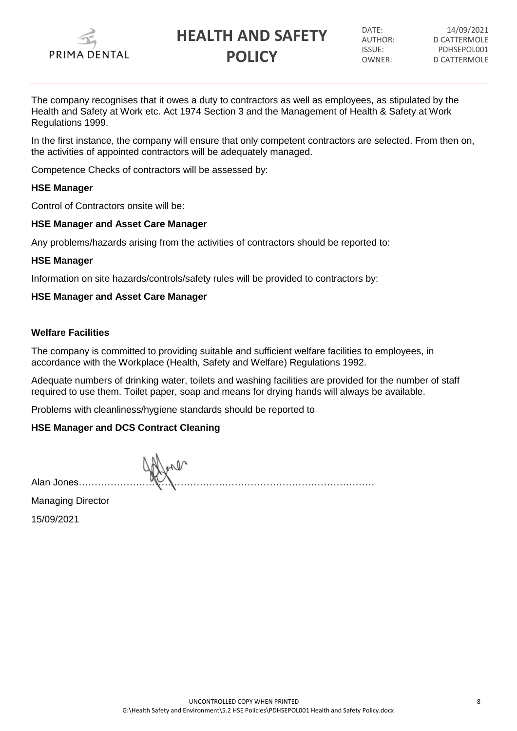The company recognises that it owes a duty to contractors as well as employees, as stipulated by the Health and Safety at Work etc. Act 1974 Section 3 and the Management of Health & Safety at Work Regulations 1999.

In the first instance, the company will ensure that only competent contractors are selected. From then on, the activities of appointed contractors will be adequately managed.

Competence Checks of contractors will be assessed by:

**HSE Manager**

Control of Contractors onsite will be:

**HSE Manager and Asset Care Manager**

Any problems/hazards arising from the activities of contractors should be reported to:

**HSE Manager**

Information on site hazards/controls/safety rules will be provided to contractors by:

**HSE Manager and Asset Care Manager**

**Welfare Facilities**

The company is committed to providing suitable and sufficient welfare facilities to employees, in accordance with the Workplace (Health, Safety and Welfare) Regulations 1992.

Adequate numbers of drinking water, toilets and washing facilities are provided for the number of staff required to use them. Toilet paper, soap and means for drying hands will always be available.

Problems with cleanliness/hygiene standards should be reported to

**HSE Manager and DCS Contract Cleaning**

Alan Jones…………………………………………………………………………………

Managing Director

15/09/2021